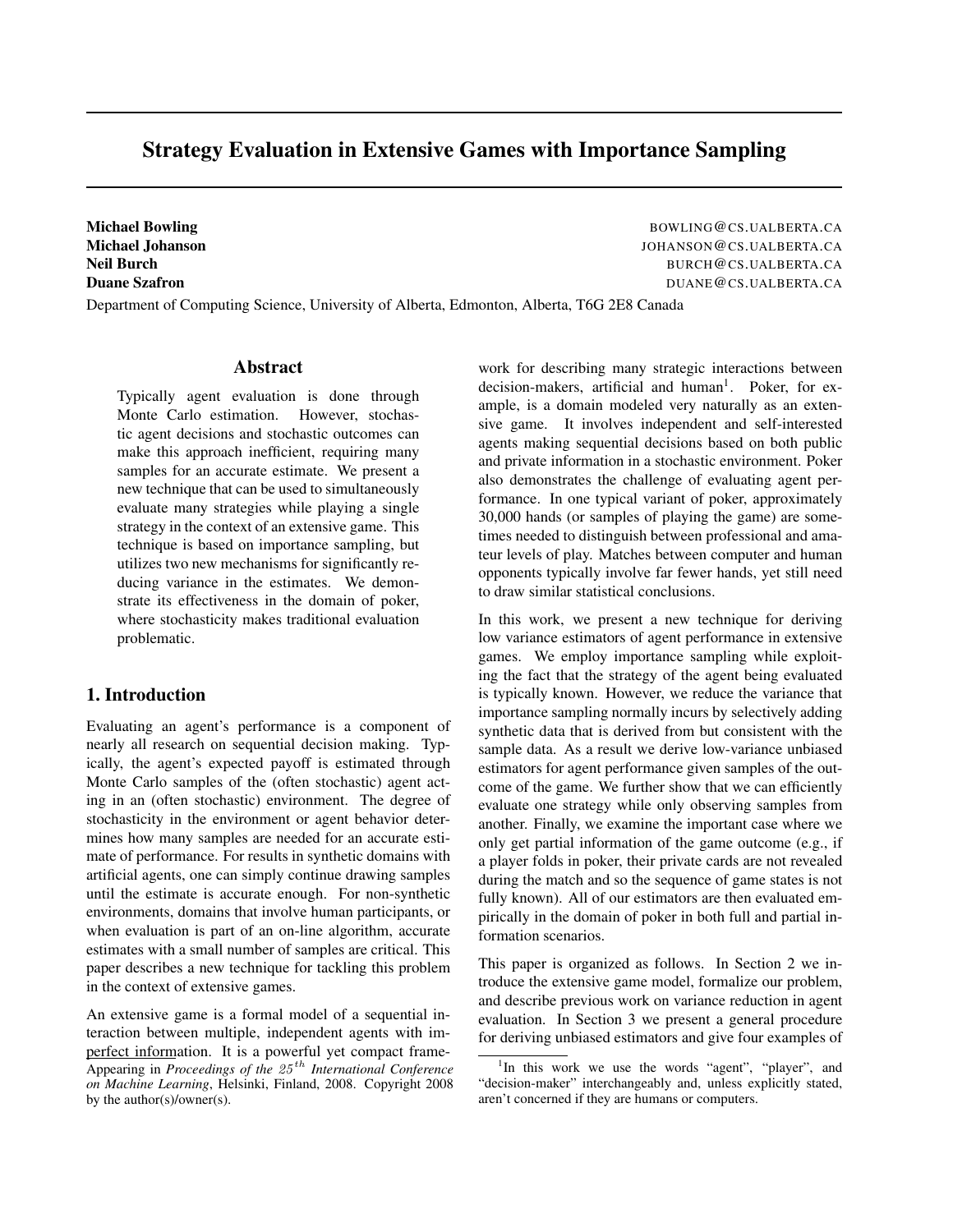# Strategy Evaluation in Extensive Games with Importance Sampling

**Michael Bowling** BOWLING@CS.UALBERTA.CA
**Michael Johanson** JOHANSON@CS.UALBERTA.CA
**Neil Burch** BURCH@CS.UALBERTA.CA
**Duane Szafron** DUANE@CS.UALBERTA.CA

Department of Computing Science, University of Alberta, Edmonton, Alberta, T6G 2E8 Canada

## Abstract

Typically agent evaluation is done through Monte Carlo estimation. However, stochastic agent decisions and stochastic outcomes can make this approach inefficient, requiring many samples for an accurate estimate. We present a new technique that can be used to simultaneously evaluate many strategies while playing a single strategy in the context of an extensive game. This technique is based on importance sampling, but utilizes two new mechanisms for significantly reducing variance in the estimates. We demonstrate its effectiveness in the domain of poker, where stochasticity makes traditional evaluation problematic.

## 1. Introduction

Evaluating an agent's performance is a component of nearly all research on sequential decision making. Typically, the agent's expected payoff is estimated through Monte Carlo samples of the (often stochastic) agent acting in an (often stochastic) environment. The degree of stochasticity in the environment or agent behavior determines how many samples are needed for an accurate estimate of performance. For results in synthetic domains with artificial agents, one can simply continue drawing samples until the estimate is accurate enough. For non-synthetic environments, domains that involve human participants, or when evaluation is part of an on-line algorithm, accurate estimates with a small number of samples are critical. This paper describes a new technique for tackling this problem in the context of extensive games.

An extensive game is a formal model of a sequential interaction between multiple, independent agents with imperfect information. It is a powerful yet compact framework for describing many strategic interactions between decision-makers, artificial and human[1]. Poker, for example, is a domain modeled very naturally as an extensive game. It involves independent and self-interested agents making sequential decisions based on both public and private information in a stochastic environment. Poker also demonstrates the challenge of evaluating agent performance. In one typical variant of poker, approximately 30,000 hands (or samples of playing the game) are sometimes needed to distinguish between professional and amateur levels of play. Matches between computer and human opponents typically involve far fewer hands, yet still need to draw similar statistical conclusions.

In this work, we present a new technique for deriving low variance estimators of agent performance in extensive games. We employ importance sampling while exploiting the fact that the strategy of the agent being evaluated is typically known. However, we reduce the variance that importance sampling normally incurs by selectively adding synthetic data that is derived from but consistent with the sample data. As a result we derive low-variance unbiased estimators for agent performance given samples of the outcome of the game. We further show that we can efficiently evaluate one strategy while only observing samples from another. Finally, we examine the important case where we only get partial information of the game outcome (e.g., if a player folds in poker, their private cards are not revealed during the match and so the sequence of game states is not fully known). All of our estimators are then evaluated empirically in the domain of poker in both full and partial information scenarios.

This paper is organized as follows. In Section 2 we introduce the extensive game model, formalize our problem, and describe previous work on variance reduction in agent evaluation. In Section 3 we present a general procedure for deriving unbiased estimators and give four examples of

Appearing in *Proceedings of the 25$^{th}$ International Conference on Machine Learning*, Helsinki, Finland, 2008. Copyright 2008 by the author(s)/owner(s).

[1] In this work we use the words "agent", "player", and "decision-maker" interchangeably and, unless explicitly stated, aren't concerned if they are humans or computers.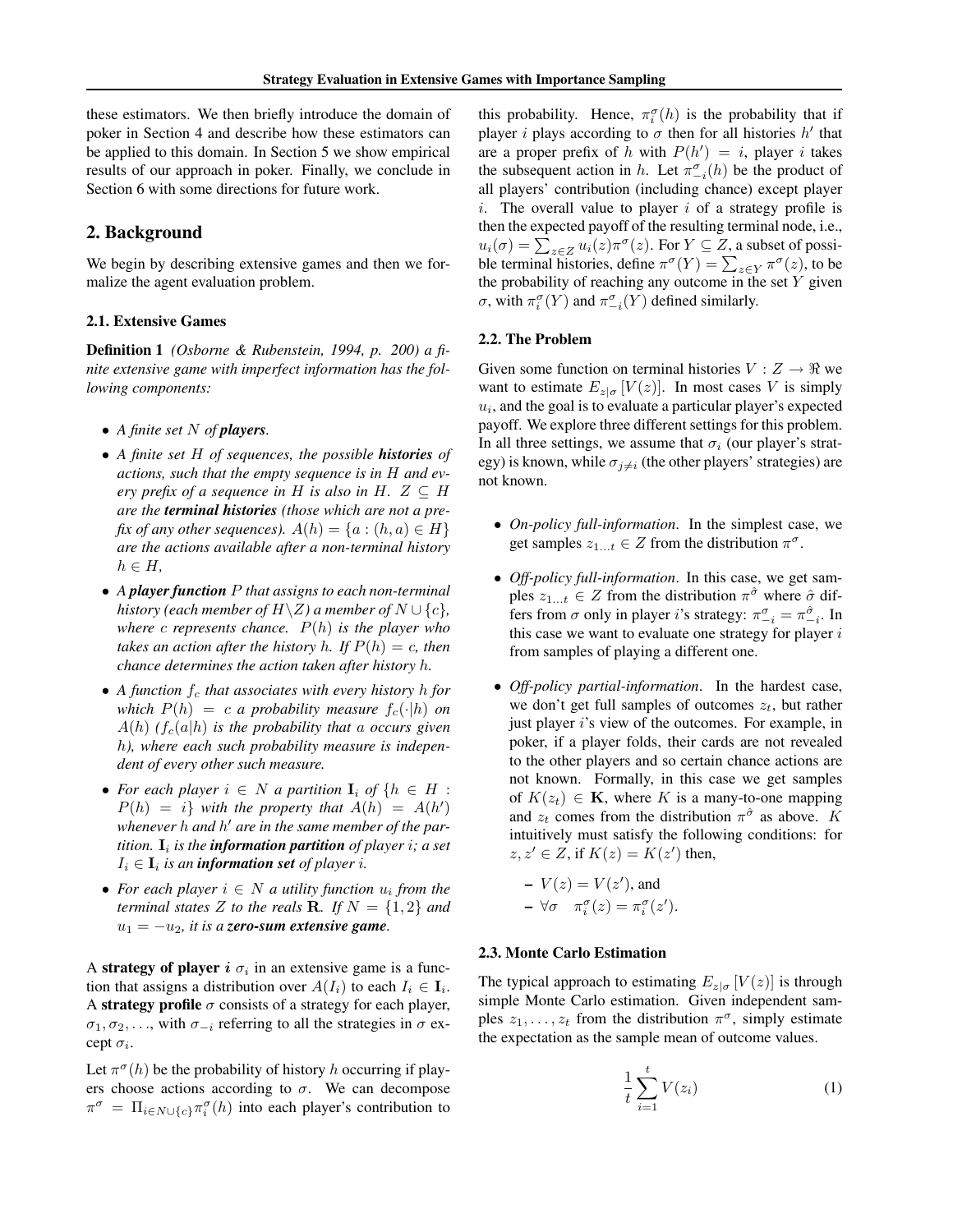these estimators. We then briefly introduce the domain of poker in Section 4 and describe how these estimators can be applied to this domain. In Section 5 we show empirical results of our approach in poker. Finally, we conclude in Section 6 with some directions for future work.

## 2. Background

We begin by describing extensive games and then we formalize the agent evaluation problem.

### 2.1. Extensive Games

**Definition 1** *(Osborne & Rubenstein, 1994, p. 200) a finite extensive game with imperfect information has the following components:*

- *A finite set $N$ of **players**.*
- *A finite set $H$ of sequences, the possible **histories** of actions, such that the empty sequence is in $H$ and every prefix of a sequence in $H$ is also in $H$. $Z \subseteq H$ are the **terminal histories** (those which are not a prefix of any other sequences). $A(h) = \{a : (h, a) \in H\}$ are the actions available after a non-terminal history $h \in H$,*
- *A **player function** $P$ that assigns to each non-terminal history (each member of $H \backslash Z$) a member of $N \cup \{c\}$, where $c$ represents chance. $P(h)$ is the player who takes an action after the history $h$. If $P(h) = c$, then chance determines the action taken after history $h$.*
- *A function $f_c$ that associates with every history $h$ for which $P(h) = c$ a probability measure $f_c(\cdot|h)$ on $A(h)$ ($f_c(a|h)$ is the probability that $a$ occurs given $h$), where each such probability measure is independent of every other such measure.*
- *For each player $i \in N$ a partition $\mathbf{I}_i$ of $\{h \in H : P(h) = i\}$ with the property that $A(h) = A(h')$ whenever $h$ and $h'$ are in the same member of the partition. $\mathbf{I}_i$ is the **information partition** of player $i$; a set $I_i \in \mathbf{I}_i$ is an **information set** of player $i$.*
- *For each player $i \in N$ a utility function $u_i$ from the terminal states $Z$ to the reals $\mathbf{R}$. If $N = \{1, 2\}$ and $u_1 = -u_2$, it is a **zero-sum extensive game**.*

A **strategy of player $i$** $\sigma_i$ in an extensive game is a function that assigns a distribution over $A(I_i)$ to each $I_i \in \mathbf{I}_i$. A **strategy profile** $\sigma$ consists of a strategy for each player, $\sigma_1, \sigma_2, \ldots$, with $\sigma_{-i}$ referring to all the strategies in $\sigma$ except $\sigma_i$.

Let $\pi^\sigma(h)$ be the probability of history $h$ occurring if players choose actions according to $\sigma$. We can decompose $\pi^\sigma = \Pi_{i \in N \cup \{c\}} \pi_i^\sigma(h)$ into each player's contribution to this probability. Hence, $\pi_i^\sigma(h)$ is the probability that if player $i$ plays according to $\sigma$ then for all histories $h'$ that are a proper prefix of $h$ with $P(h') = i$, player $i$ takes the subsequent action in $h$. Let $\pi_{-i}^\sigma(h)$ be the product of all players' contribution (including chance) except player $i$. The overall value to player $i$ of a strategy profile is then the expected payoff of the resulting terminal node, i.e., $u_i(\sigma) = \sum_{z \in Z} u_i(z)\pi^\sigma(z)$. For $Y \subseteq Z$, a subset of possible terminal histories, define $\pi^\sigma(Y) = \sum_{z \in Y} \pi^\sigma(z)$, to be the probability of reaching any outcome in the set $Y$ given $\sigma$, with $\pi_i^\sigma(Y)$ and $\pi_{-i}^\sigma(Y)$ defined similarly.

### 2.2. The Problem

Given some function on terminal histories $V : Z \to \Re$ we want to estimate $E_{z|\sigma}[V(z)]$. In most cases $V$ is simply $u_i$, and the goal is to evaluate a particular player's expected payoff. We explore three different settings for this problem. In all three settings, we assume that $\sigma_i$ (our player's strategy) is known, while $\sigma_{j \neq i}$ (the other players' strategies) are not known.

- *On-policy full-information*. In the simplest case, we get samples $z_{1\ldots t} \in Z$ from the distribution $\pi^\sigma$.
- *Off-policy full-information*. In this case, we get samples $z_{1\ldots t} \in Z$ from the distribution $\pi^{\hat{\sigma}}$ where $\hat{\sigma}$ differs from $\sigma$ only in player $i$'s strategy: $\pi_{-i}^\sigma = \pi_{-i}^{\hat{\sigma}}$. In this case we want to evaluate one strategy for player $i$ from samples of playing a different one.
- *Off-policy partial-information*. In the hardest case, we don't get full samples of outcomes $z_t$, but rather just player $i$'s view of the outcomes. For example, in poker, if a player folds, their cards are not revealed to the other players and so certain chance actions are not known. Formally, in this case we get samples of $K(z_t) \in \mathbf{K}$, where $K$ is a many-to-one mapping and $z_t$ comes from the distribution $\pi^{\hat{\sigma}}$ as above. $K$ intuitively must satisfy the following conditions: for $z, z' \in Z$, if $K(z) = K(z')$ then,
  - $V(z) = V(z')$, and
  - $\forall \sigma \quad \pi_i^\sigma(z) = \pi_i^\sigma(z')$.

### 2.3. Monte Carlo Estimation

The typical approach to estimating $E_{z|\sigma}[V(z)]$ is through simple Monte Carlo estimation. Given independent samples $z_1, \ldots, z_t$ from the distribution $\pi^\sigma$, simply estimate the expectation as the sample mean of outcome values.

$$\frac{1}{t}\sum_{i=1}^{t} V(z_i) \tag{1}$$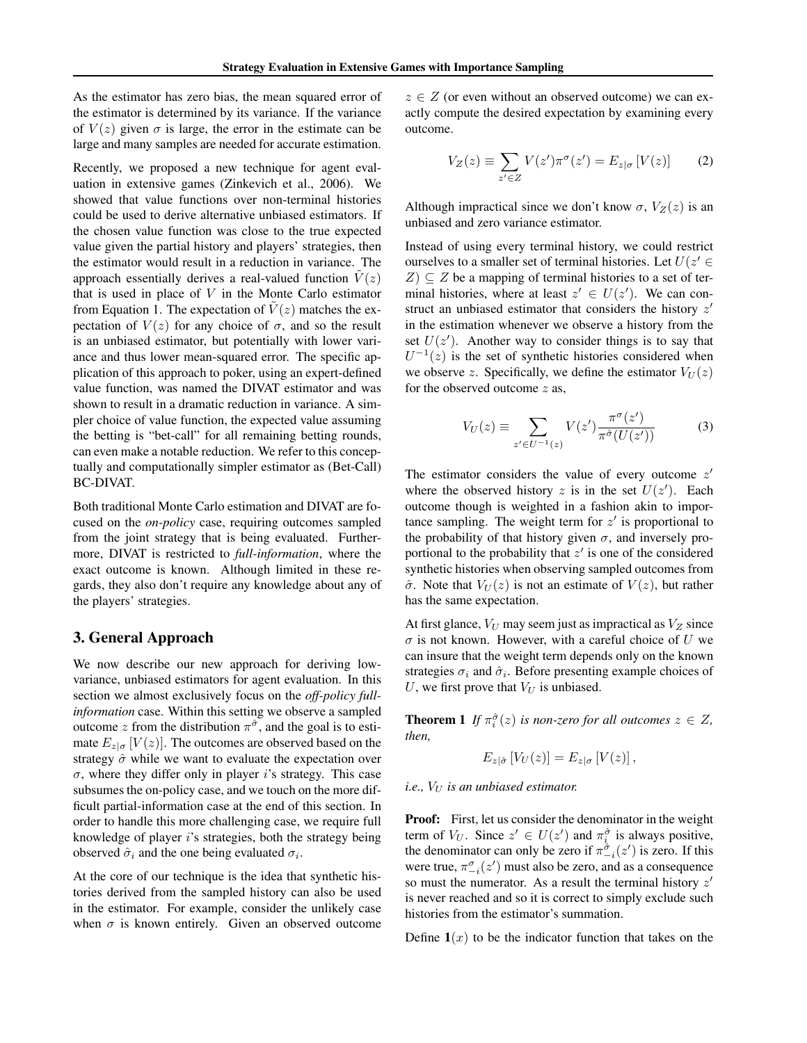As the estimator has zero bias, the mean squared error of the estimator is determined by its variance. If the variance of $V(z)$ given $\sigma$ is large, the error in the estimate can be large and many samples are needed for accurate estimation.

Recently, we proposed a new technique for agent evaluation in extensive games (Zinkevich et al., 2006). We showed that value functions over non-terminal histories could be used to derive alternative unbiased estimators. If the chosen value function was close to the true expected value given the partial history and players' strategies, then the estimator would result in a reduction in variance. The approach essentially derives a real-valued function $\tilde{V}(z)$ that is used in place of $V$ in the Monte Carlo estimator from Equation 1. The expectation of $\tilde{V}(z)$ matches the expectation of $V(z)$ for any choice of $\sigma$, and so the result is an unbiased estimator, but potentially with lower variance and thus lower mean-squared error. The specific application of this approach to poker, using an expert-defined value function, was named the DIVAT estimator and was shown to result in a dramatic reduction in variance. A simpler choice of value function, the expected value assuming the betting is "bet-call" for all remaining betting rounds, can even make a notable reduction. We refer to this conceptually and computationally simpler estimator as (Bet-Call) BC-DIVAT.

Both traditional Monte Carlo estimation and DIVAT are focused on the *on-policy* case, requiring outcomes sampled from the joint strategy that is being evaluated. Furthermore, DIVAT is restricted to *full-information*, where the exact outcome is known. Although limited in these regards, they also don't require any knowledge about any of the players' strategies.

## 3. General Approach

We now describe our new approach for deriving low-variance, unbiased estimators for agent evaluation. In this section we almost exclusively focus on the *off-policy full-information* case. Within this setting we observe a sampled outcome $z$ from the distribution $\pi^{\hat{\sigma}}$, and the goal is to estimate $E_{z|\sigma}[V(z)]$. The outcomes are observed based on the strategy $\hat{\sigma}$ while we want to evaluate the expectation over $\sigma$, where they differ only in player $i$'s strategy. This case subsumes the on-policy case, and we touch on the more difficult partial-information case at the end of this section. In order to handle this more challenging case, we require full knowledge of player $i$'s strategies, both the strategy being observed $\hat{\sigma}_i$ and the one being evaluated $\sigma_i$.

At the core of our technique is the idea that synthetic histories derived from the sampled history can also be used in the estimator. For example, consider the unlikely case when $\sigma$ is known entirely. Given an observed outcome $z \in Z$ (or even without an observed outcome) we can exactly compute the desired expectation by examining every outcome.

$$V_Z(z) \equiv \sum_{z' \in Z} V(z')\pi^{\sigma}(z') = E_{z|\sigma}[V(z)] \qquad (2)$$

Although impractical since we don't know $\sigma$, $V_Z(z)$ is an unbiased and zero variance estimator.

Instead of using every terminal history, we could restrict ourselves to a smaller set of terminal histories. Let $U(z' \in Z) \subseteq Z$ be a mapping of terminal histories to a set of terminal histories, where at least $z' \in U(z')$. We can construct an unbiased estimator that considers the history $z'$ in the estimation whenever we observe a history from the set $U(z')$. Another way to consider things is to say that $U^{-1}(z)$ is the set of synthetic histories considered when we observe $z$. Specifically, we define the estimator $V_U(z)$ for the observed outcome $z$ as,

$$V_U(z) \equiv \sum_{z' \in U^{-1}(z)} V(z') \frac{\pi^{\sigma}(z')}{\pi^{\hat{\sigma}}(U(z'))} \qquad (3)$$

The estimator considers the value of every outcome $z'$ where the observed history $z$ is in the set $U(z')$. Each outcome though is weighted in a fashion akin to importance sampling. The weight term for $z'$ is proportional to the probability of that history given $\sigma$, and inversely proportional to the probability that $z'$ is one of the considered synthetic histories when observing sampled outcomes from $\hat{\sigma}$. Note that $V_U(z)$ is not an estimate of $V(z)$, but rather has the same expectation.

At first glance, $V_U$ may seem just as impractical as $V_Z$ since $\sigma$ is not known. However, with a careful choice of $U$ we can insure that the weight term depends only on the known strategies $\sigma_i$ and $\hat{\sigma}_i$. Before presenting example choices of $U$, we first prove that $V_U$ is unbiased.

**Theorem 1** *If $\pi_i^{\hat{\sigma}}(z)$ is non-zero for all outcomes $z \in Z$, then,*

$$E_{z|\hat{\sigma}}[V_U(z)] = E_{z|\sigma}[V(z)],$$

*i.e., $V_U$ is an unbiased estimator.*

**Proof:** First, let us consider the denominator in the weight term of $V_U$. Since $z' \in U(z')$ and $\pi_i^{\hat{\sigma}}$ is always positive, the denominator can only be zero if $\pi_{-i}^{\hat{\sigma}}(z')$ is zero. If this were true, $\pi_{-i}^{\sigma}(z')$ must also be zero, and as a consequence so must the numerator. As a result the terminal history $z'$ is never reached and so it is correct to simply exclude such histories from the estimator's summation.

Define $\mathbf{1}(x)$ to be the indicator function that takes on the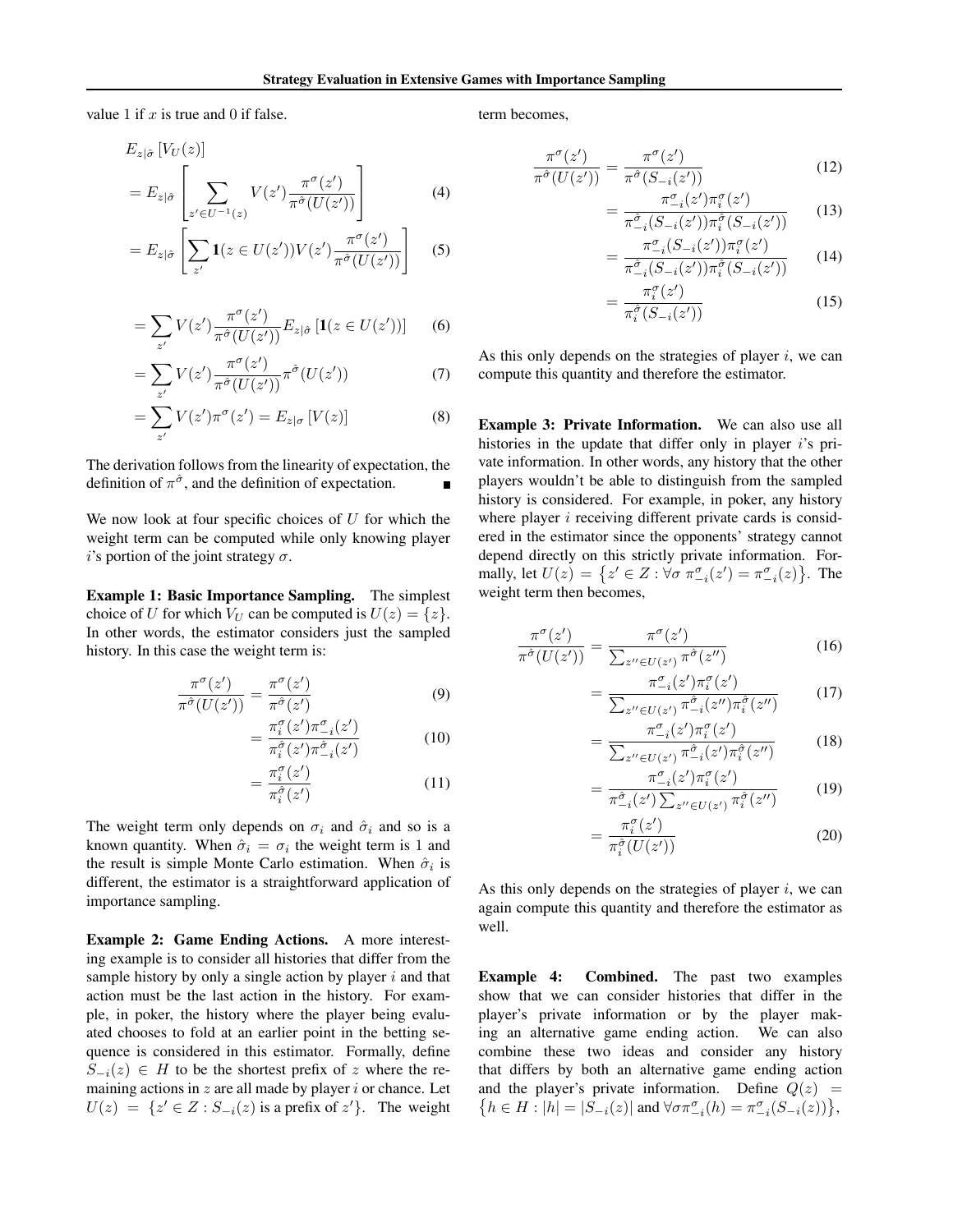value 1 if $x$ is true and 0 if false.

$$
\begin{aligned}
& E_{z|\hat{\sigma}}\left[V_U(z)\right] \\
&= E_{z|\hat{\sigma}}\left[\sum_{z' \in U^{-1}(z)} V(z') \frac{\pi^{\sigma}(z')}{\pi^{\hat{\sigma}}(U(z'))}\right] && (4) \\
&= E_{z|\hat{\sigma}}\left[\sum_{z'} \mathbf{1}(z \in U(z')) V(z') \frac{\pi^{\sigma}(z')}{\pi^{\hat{\sigma}}(U(z'))}\right] && (5) \\
&= \sum_{z'} V(z') \frac{\pi^{\sigma}(z')}{\pi^{\hat{\sigma}}(U(z'))} E_{z|\hat{\sigma}}\left[\mathbf{1}(z \in U(z'))\right] && (6) \\
&= \sum_{z'} V(z') \frac{\pi^{\sigma}(z')}{\pi^{\hat{\sigma}}(U(z'))} \pi^{\hat{\sigma}}(U(z')) && (7) \\
&= \sum_{z'} V(z') \pi^{\sigma}(z') = E_{z|\sigma}\left[V(z)\right] && (8)
\end{aligned}
$$

The derivation follows from the linearity of expectation, the definition of $\pi^{\hat{\sigma}}$, and the definition of expectation. ∎

We now look at four specific choices of $U$ for which the weight term can be computed while only knowing player $i$'s portion of the joint strategy $\sigma$.

**Example 1: Basic Importance Sampling.** The simplest choice of $U$ for which $V_U$ can be computed is $U(z) = \{z\}$. In other words, the estimator considers just the sampled history. In this case the weight term is:

$$
\begin{aligned}
\frac{\pi^{\sigma}(z')}{\pi^{\hat{\sigma}}(U(z'))} &= \frac{\pi^{\sigma}(z')}{\pi^{\hat{\sigma}}(z')} && (9) \\
&= \frac{\pi_i^{\sigma}(z')\pi_{-i}^{\sigma}(z')}{\pi_i^{\hat{\sigma}}(z')\pi_{-i}^{\hat{\sigma}}(z')} && (10) \\
&= \frac{\pi_i^{\sigma}(z')}{\pi_i^{\hat{\sigma}}(z')} && (11)
\end{aligned}
$$

The weight term only depends on $\sigma_i$ and $\hat{\sigma}_i$ and so is a known quantity. When $\hat{\sigma}_i = \sigma_i$ the weight term is 1 and the result is simple Monte Carlo estimation. When $\hat{\sigma}_i$ is different, the estimator is a straightforward application of importance sampling.

**Example 2: Game Ending Actions.** A more interesting example is to consider all histories that differ from the sample history by only a single action by player $i$ and that action must be the last action in the history. For example, in poker, the history where the player being evaluated chooses to fold at an earlier point in the betting sequence is considered in this estimator. Formally, define $S_{-i}(z) \in H$ to be the shortest prefix of $z$ where the remaining actions in $z$ are all made by player $i$ or chance. Let $U(z) = \{z' \in Z : S_{-i}(z) \text{ is a prefix of } z'\}$. The weight term becomes,

$$
\begin{aligned}
\frac{\pi^{\sigma}(z')}{\pi^{\hat{\sigma}}(U(z'))} &= \frac{\pi^{\sigma}(z')}{\pi^{\hat{\sigma}}(S_{-i}(z'))} && (12) \\
&= \frac{\pi_{-i}^{\sigma}(z')\pi_i^{\sigma}(z')}{\pi_{-i}^{\hat{\sigma}}(S_{-i}(z'))\pi_i^{\hat{\sigma}}(S_{-i}(z'))} && (13) \\
&= \frac{\pi_{-i}^{\sigma}(S_{-i}(z'))\pi_i^{\sigma}(z')}{\pi_{-i}^{\hat{\sigma}}(S_{-i}(z'))\pi_i^{\hat{\sigma}}(S_{-i}(z'))} && (14) \\
&= \frac{\pi_i^{\sigma}(z')}{\pi_i^{\hat{\sigma}}(S_{-i}(z'))} && (15)
\end{aligned}
$$

As this only depends on the strategies of player $i$, we can compute this quantity and therefore the estimator.

**Example 3: Private Information.** We can also use all histories in the update that differ only in player $i$'s private information. In other words, any history that the other players wouldn't be able to distinguish from the sampled history is considered. For example, in poker, any history where player $i$ receiving different private cards is considered in the estimator since the opponents' strategy cannot depend directly on this strictly private information. Formally, let $U(z) = \left\{z' \in Z : \forall \sigma \; \pi_{-i}^{\sigma}(z') = \pi_{-i}^{\sigma}(z)\right\}$. The weight term then becomes,

$$
\begin{aligned}
\frac{\pi^{\sigma}(z')}{\pi^{\hat{\sigma}}(U(z'))} &= \frac{\pi^{\sigma}(z')}{\sum_{z'' \in U(z')} \pi^{\hat{\sigma}}(z'')} && (16) \\
&= \frac{\pi_{-i}^{\sigma}(z')\pi_i^{\sigma}(z')}{\sum_{z'' \in U(z')} \pi_{-i}^{\hat{\sigma}}(z'')\pi_i^{\hat{\sigma}}(z'')} && (17) \\
&= \frac{\pi_{-i}^{\sigma}(z')\pi_i^{\sigma}(z')}{\sum_{z'' \in U(z')} \pi_{-i}^{\hat{\sigma}}(z')\pi_i^{\hat{\sigma}}(z'')} && (18) \\
&= \frac{\pi_{-i}^{\sigma}(z')\pi_i^{\sigma}(z')}{\pi_{-i}^{\hat{\sigma}}(z') \sum_{z'' \in U(z')} \pi_i^{\hat{\sigma}}(z'')} && (19) \\
&= \frac{\pi_i^{\sigma}(z')}{\pi_i^{\hat{\sigma}}(U(z'))} && (20)
\end{aligned}
$$

As this only depends on the strategies of player $i$, we can again compute this quantity and therefore the estimator as well.

**Example 4: Combined.** The past two examples show that we can consider histories that differ in the player's private information or by the player making an alternative game ending action. We can also combine these two ideas and consider any history that differs by both an alternative game ending action and the player's private information. Define $Q(z) = \left\{h \in H : |h| = |S_{-i}(z)| \text{ and } \forall \sigma \pi_{-i}^{\sigma}(h) = \pi_{-i}^{\sigma}(S_{-i}(z))\right\}$,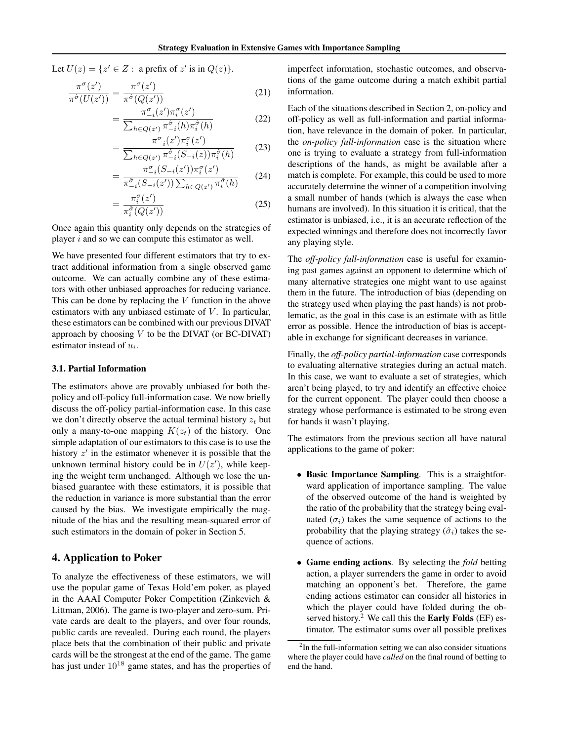Let $U(z) = \{z' \in Z : \text{ a prefix of } z' \text{ is in } Q(z)\}$.

$$\frac{\pi^{\sigma}(z')}{\pi^{\hat{\sigma}}(U(z'))} = \frac{\pi^{\sigma}(z')}{\pi^{\hat{\sigma}}(Q(z'))} \tag{21}$$

$$= \frac{\pi^{\sigma}_{-i}(z')\pi^{\sigma}_{i}(z')}{\sum_{h \in Q(z')} \pi^{\hat{\sigma}}_{-i}(h)\pi^{\hat{\sigma}}_{i}(h)} \tag{22}$$

$$= \frac{\pi^{\sigma}_{-i}(z')\pi^{\sigma}_{i}(z')}{\sum_{h \in Q(z')} \pi^{\hat{\sigma}}_{-i}(S_{-i}(z))\pi^{\hat{\sigma}}_{i}(h)} \tag{23}$$

$$= \frac{\pi^{\sigma}_{-i}(S_{-i}(z'))\pi^{\sigma}_{i}(z')}{\pi^{\hat{\sigma}}_{-i}(S_{-i}(z'))\sum_{h \in Q(z')} \pi^{\hat{\sigma}}_{i}(h)} \tag{24}$$

$$= \frac{\pi^{\sigma}_{i}(z')}{\pi^{\hat{\sigma}}_{i}(Q(z'))} \tag{25}$$

Once again this quantity only depends on the strategies of player $i$ and so we can compute this estimator as well.

We have presented four different estimators that try to extract additional information from a single observed game outcome. We can actually combine any of these estimators with other unbiased approaches for reducing variance. This can be done by replacing the $V$ function in the above estimators with any unbiased estimate of $V$. In particular, these estimators can be combined with our previous DIVAT approach by choosing $V$ to be the DIVAT (or BC-DIVAT) estimator instead of $u_i$.

### 3.1. Partial Information

The estimators above are provably unbiased for both the-policy and off-policy full-information case. We now briefly discuss the off-policy partial-information case. In this case we don't directly observe the actual terminal history $z_t$ but only a many-to-one mapping $K(z_t)$ of the history. One simple adaptation of our estimators to this case is to use the history $z'$ in the estimator whenever it is possible that the unknown terminal history could be in $U(z')$, while keeping the weight term unchanged. Although we lose the unbiased guarantee with these estimators, it is possible that the reduction in variance is more substantial than the error caused by the bias. We investigate empirically the magnitude of the bias and the resulting mean-squared error of such estimators in the domain of poker in Section 5.

## 4. Application to Poker

To analyze the effectiveness of these estimators, we will use the popular game of Texas Hold'em poker, as played in the AAAI Computer Poker Competition (Zinkevich & Littman, 2006). The game is two-player and zero-sum. Private cards are dealt to the players, and over four rounds, public cards are revealed. During each round, the players place bets that the combination of their public and private cards will be the strongest at the end of the game. The game has just under $10^{18}$ game states, and has the properties of imperfect information, stochastic outcomes, and observations of the game outcome during a match exhibit partial information.

Each of the situations described in Section 2, on-policy and off-policy as well as full-information and partial information, have relevance in the domain of poker. In particular, the *on-policy full-information* case is the situation where one is trying to evaluate a strategy from full-information descriptions of the hands, as might be available after a match is complete. For example, this could be used to more accurately determine the winner of a competition involving a small number of hands (which is always the case when humans are involved). In this situation it is critical, that the estimator is unbiased, i.e., it is an accurate reflection of the expected winnings and therefore does not incorrectly favor any playing style.

The *off-policy full-information* case is useful for examining past games against an opponent to determine which of many alternative strategies one might want to use against them in the future. The introduction of bias (depending on the strategy used when playing the past hands) is not problematic, as the goal in this case is an estimate with as little error as possible. Hence the introduction of bias is acceptable in exchange for significant decreases in variance.

Finally, the *off-policy partial-information* case corresponds to evaluating alternative strategies during an actual match. In this case, we want to evaluate a set of strategies, which aren't being played, to try and identify an effective choice for the current opponent. The player could then choose a strategy whose performance is estimated to be strong even for hands it wasn't playing.

The estimators from the previous section all have natural applications to the game of poker:

- **Basic Importance Sampling**. This is a straightforward application of importance sampling. The value of the observed outcome of the hand is weighted by the ratio of the probability that the strategy being evaluated ($\sigma_i$) takes the same sequence of actions to the probability that the playing strategy ($\hat{\sigma}_i$) takes the sequence of actions.
- **Game ending actions**. By selecting the *fold* betting action, a player surrenders the game in order to avoid matching an opponent's bet. Therefore, the game ending actions estimator can consider all histories in which the player could have folded during the observed history.[2] We call this the **Early Folds** (EF) estimator. The estimator sums over all possible prefixes

[2]In the full-information setting we can also consider situations where the player could have *called* on the final round of betting to end the hand.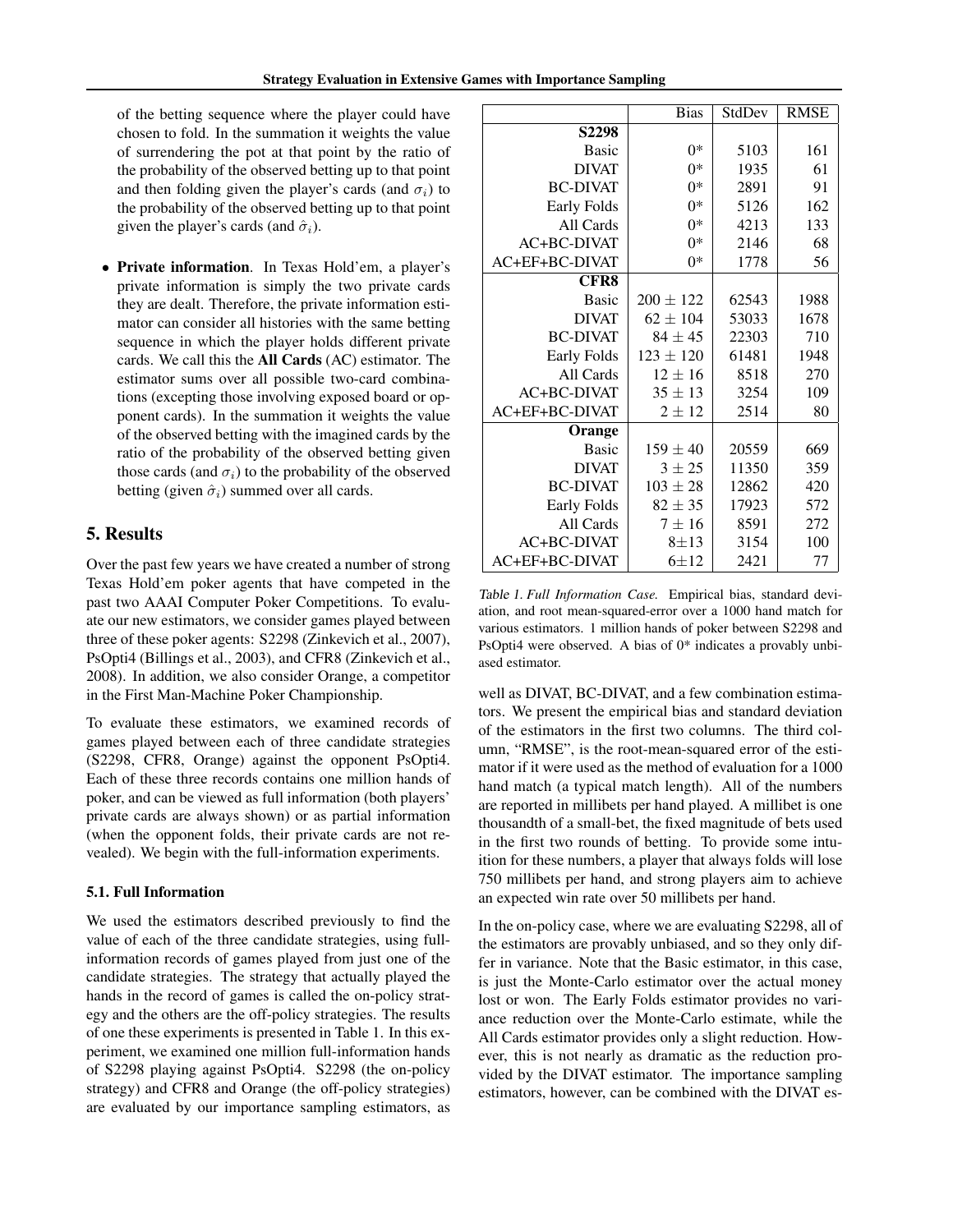of the betting sequence where the player could have chosen to fold. In the summation it weights the value of surrendering the pot at that point by the ratio of the probability of the observed betting up to that point and then folding given the player's cards (and $\sigma_i$) to the probability of the observed betting up to that point given the player's cards (and $\hat{\sigma}_i$).

- **Private information**. In Texas Hold'em, a player's private information is simply the two private cards they are dealt. Therefore, the private information estimator can consider all histories with the same betting sequence in which the player holds different private cards. We call this the **All Cards** (AC) estimator. The estimator sums over all possible two-card combinations (excepting those involving exposed board or opponent cards). In the summation it weights the value of the observed betting with the imagined cards by the ratio of the probability of the observed betting given those cards (and $\sigma_i$) to the probability of the observed betting (given $\hat{\sigma}_i$) summed over all cards.

## 5. Results

Over the past few years we have created a number of strong Texas Hold'em poker agents that have competed in the past two AAAI Computer Poker Competitions. To evaluate our new estimators, we consider games played between three of these poker agents: S2298 (Zinkevich et al., 2007), PsOpti4 (Billings et al., 2003), and CFR8 (Zinkevich et al., 2008). In addition, we also consider Orange, a competitor in the First Man-Machine Poker Championship.

To evaluate these estimators, we examined records of games played between each of three candidate strategies (S2298, CFR8, Orange) against the opponent PsOpti4. Each of these three records contains one million hands of poker, and can be viewed as full information (both players' private cards are always shown) or as partial information (when the opponent folds, their private cards are not revealed). We begin with the full-information experiments.

### 5.1. Full Information

We used the estimators described previously to find the value of each of the three candidate strategies, using full-information records of games played from just one of the candidate strategies. The strategy that actually played the hands in the record of games is called the on-policy strategy and the others are the off-policy strategies. The results of one these experiments is presented in Table 1. In this experiment, we examined one million full-information hands of S2298 playing against PsOpti4. S2298 (the on-policy strategy) and CFR8 and Orange (the off-policy strategies) are evaluated by our importance sampling estimators, as well as DIVAT, BC-DIVAT, and a few combination estimators. We present the empirical bias and standard deviation of the estimators in the first two columns. The third column, "RMSE", is the root-mean-squared error of the estimator if it were used as the method of evaluation for a 1000 hand match (a typical match length). All of the numbers are reported in millibets per hand played. A millibet is one thousandth of a small-bet, the fixed magnitude of bets used in the first two rounds of betting. To provide some intuition for these numbers, a player that always folds will lose 750 millibets per hand, and strong players aim to achieve an expected win rate over 50 millibets per hand.

|  | Bias | StdDev | RMSE |
|---|---|---|---|
| **S2298** | | | |
| Basic | 0* | 5103 | 161 |
| DIVAT | 0* | 1935 | 61 |
| BC-DIVAT | 0* | 2891 | 91 |
| Early Folds | 0* | 5126 | 162 |
| All Cards | 0* | 4213 | 133 |
| AC+BC-DIVAT | 0* | 2146 | 68 |
| AC+EF+BC-DIVAT | 0* | 1778 | 56 |
| **CFR8** | | | |
| Basic | $200 \pm 122$ | 62543 | 1988 |
| DIVAT | $62 \pm 104$ | 53033 | 1678 |
| BC-DIVAT | $84 \pm 45$ | 22303 | 710 |
| Early Folds | $123 \pm 120$ | 61481 | 1948 |
| All Cards | $12 \pm 16$ | 8518 | 270 |
| AC+BC-DIVAT | $35 \pm 13$ | 3254 | 109 |
| AC+EF+BC-DIVAT | $2 \pm 12$ | 2514 | 80 |
| **Orange** | | | |
| Basic | $159 \pm 40$ | 20559 | 669 |
| DIVAT | $3 \pm 25$ | 11350 | 359 |
| BC-DIVAT | $103 \pm 28$ | 12862 | 420 |
| Early Folds | $82 \pm 35$ | 17923 | 572 |
| All Cards | $7 \pm 16$ | 8591 | 272 |
| AC+BC-DIVAT | $8 \pm 13$ | 3154 | 100 |
| AC+EF+BC-DIVAT | $6 \pm 12$ | 2421 | 77 |

*Table 1. Full Information Case.* Empirical bias, standard deviation, and root mean-squared-error over a 1000 hand match for various estimators. 1 million hands of poker between S2298 and PsOpti4 were observed. A bias of 0* indicates a provably unbiased estimator.

In the on-policy case, where we are evaluating S2298, all of the estimators are provably unbiased, and so they only differ in variance. Note that the Basic estimator, in this case, is just the Monte-Carlo estimator over the actual money lost or won. The Early Folds estimator provides no variance reduction over the Monte-Carlo estimate, while the All Cards estimator provides only a slight reduction. However, this is not nearly as dramatic as the reduction provided by the DIVAT estimator. The importance sampling estimators, however, can be combined with the DIVAT es-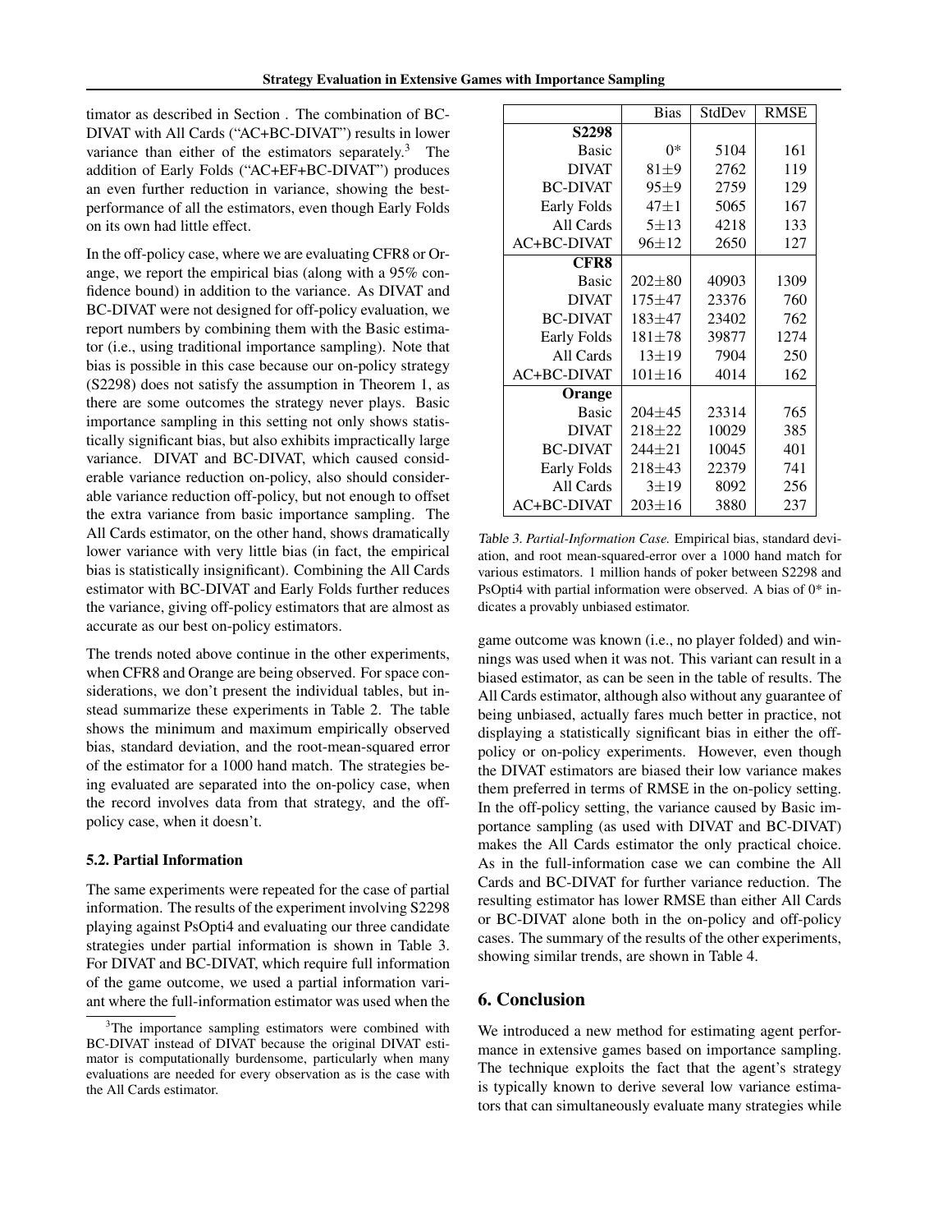timator as described in Section . The combination of BC-DIVAT with All Cards ("AC+BC-DIVAT") results in lower variance than either of the estimators separately.[3] The addition of Early Folds ("AC+EF+BC-DIVAT") produces an even further reduction in variance, showing the best-performance of all the estimators, even though Early Folds on its own had little effect.

In the off-policy case, where we are evaluating CFR8 or Orange, we report the empirical bias (along with a 95% confidence bound) in addition to the variance. As DIVAT and BC-DIVAT were not designed for off-policy evaluation, we report numbers by combining them with the Basic estimator (i.e., using traditional importance sampling). Note that bias is possible in this case because our on-policy strategy (S2298) does not satisfy the assumption in Theorem 1, as there are some outcomes the strategy never plays. Basic importance sampling in this setting not only shows statistically significant bias, but also exhibits impractically large variance. DIVAT and BC-DIVAT, which caused considerable variance reduction on-policy, also should considerable variance reduction off-policy, but not enough to offset the extra variance from basic importance sampling. The All Cards estimator, on the other hand, shows dramatically lower variance with very little bias (in fact, the empirical bias is statistically insignificant). Combining the All Cards estimator with BC-DIVAT and Early Folds further reduces the variance, giving off-policy estimators that are almost as accurate as our best on-policy estimators.

The trends noted above continue in the other experiments, when CFR8 and Orange are being observed. For space considerations, we don't present the individual tables, but instead summarize these experiments in Table 2. The table shows the minimum and maximum empirically observed bias, standard deviation, and the root-mean-squared error of the estimator for a 1000 hand match. The strategies being evaluated are separated into the on-policy case, when the record involves data from that strategy, and the off-policy case, when it doesn't.

### 5.2. Partial Information

The same experiments were repeated for the case of partial information. The results of the experiment involving S2298 playing against PsOpti4 and evaluating our three candidate strategies under partial information is shown in Table 3. For DIVAT and BC-DIVAT, which require full information of the game outcome, we used a partial information variant where the full-information estimator was used when the game outcome was known (i.e., no player folded) and winnings was used when it was not. This variant can result in a biased estimator, as can be seen in the table of results. The All Cards estimator, although also without any guarantee of being unbiased, actually fares much better in practice, not displaying a statistically significant bias in either the off-policy or on-policy experiments. However, even though the DIVAT estimators are biased their low variance makes them preferred in terms of RMSE in the on-policy setting. In the off-policy setting, the variance caused by Basic importance sampling (as used with DIVAT and BC-DIVAT) makes the All Cards estimator the only practical choice. As in the full-information case we can combine the All Cards and BC-DIVAT for further variance reduction. The resulting estimator has lower RMSE than either All Cards or BC-DIVAT alone both in the on-policy and off-policy cases. The summary of the results of the other experiments, showing similar trends, are shown in Table 4.

| | Bias | StdDev | RMSE |
|---|---|---|---|
| **S2298** | | | |
| Basic | 0* | 5104 | 161 |
| DIVAT | 81±9 | 2762 | 119 |
| BC-DIVAT | 95±9 | 2759 | 129 |
| Early Folds | 47±1 | 5065 | 167 |
| All Cards | 5±13 | 4218 | 133 |
| AC+BC-DIVAT | 96±12 | 2650 | 127 |
| **CFR8** | | | |
| Basic | 202±80 | 40903 | 1309 |
| DIVAT | 175±47 | 23376 | 760 |
| BC-DIVAT | 183±47 | 23402 | 762 |
| Early Folds | 181±78 | 39877 | 1274 |
| All Cards | 13±19 | 7904 | 250 |
| AC+BC-DIVAT | 101±16 | 4014 | 162 |
| **Orange** | | | |
| Basic | 204±45 | 23314 | 765 |
| DIVAT | 218±22 | 10029 | 385 |
| BC-DIVAT | 244±21 | 10045 | 401 |
| Early Folds | 218±43 | 22379 | 741 |
| All Cards | 3±19 | 8092 | 256 |
| AC+BC-DIVAT | 203±16 | 3880 | 237 |

*Table 3. Partial-Information Case.* Empirical bias, standard deviation, and root mean-squared-error over a 1000 hand match for various estimators. 1 million hands of poker between S2298 and PsOpti4 with partial information were observed. A bias of 0* indicates a provably unbiased estimator.

## 6. Conclusion

We introduced a new method for estimating agent performance in extensive games based on importance sampling. The technique exploits the fact that the agent's strategy is typically known to derive several low variance estimators that can simultaneously evaluate many strategies while

[3] The importance sampling estimators were combined with BC-DIVAT instead of DIVAT because the original DIVAT estimator is computationally burdensome, particularly when many evaluations are needed for every observation as is the case with the All Cards estimator.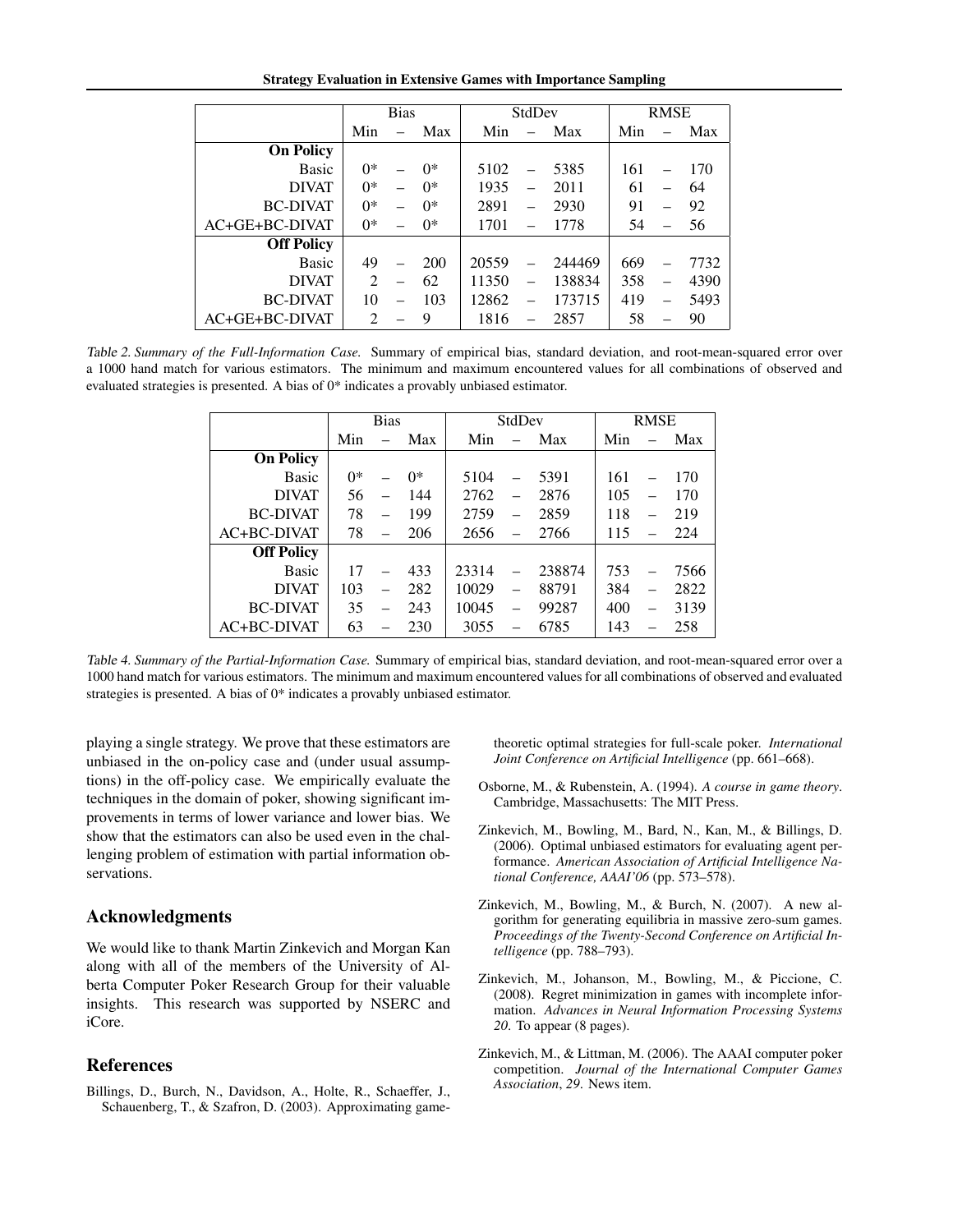| | Bias | | | StdDev | | | RMSE | | |
|---|---|---|---|---|---|---|---|---|---|
| | Min | – | Max | Min | – | Max | Min | – | Max |
| **On Policy** | | | | | | | | | |
| Basic | 0* | – | 0* | 5102 | – | 5385 | 161 | – | 170 |
| DIVAT | 0* | – | 0* | 1935 | – | 2011 | 61 | – | 64 |
| BC-DIVAT | 0* | – | 0* | 2891 | – | 2930 | 91 | – | 92 |
| AC+GE+BC-DIVAT | 0* | – | 0* | 1701 | – | 1778 | 54 | – | 56 |
| **Off Policy** | | | | | | | | | |
| Basic | 49 | – | 200 | 20559 | – | 244469 | 669 | – | 7732 |
| DIVAT | 2 | – | 62 | 11350 | – | 138834 | 358 | – | 4390 |
| BC-DIVAT | 10 | – | 103 | 12862 | – | 173715 | 419 | – | 5493 |
| AC+GE+BC-DIVAT | 2 | – | 9 | 1816 | – | 2857 | 58 | – | 90 |

*Table 2. Summary of the Full-Information Case.* Summary of empirical bias, standard deviation, and root-mean-squared error over a 1000 hand match for various estimators. The minimum and maximum encountered values for all combinations of observed and evaluated strategies is presented. A bias of 0* indicates a provably unbiased estimator.

| | Bias | | | StdDev | | | RMSE | | |
|---|---|---|---|---|---|---|---|---|---|
| | Min | – | Max | Min | – | Max | Min | – | Max |
| **On Policy** | | | | | | | | | |
| Basic | 0* | – | 0* | 5104 | – | 5391 | 161 | – | 170 |
| DIVAT | 56 | – | 144 | 2762 | – | 2876 | 105 | – | 170 |
| BC-DIVAT | 78 | – | 199 | 2759 | – | 2859 | 118 | – | 219 |
| AC+BC-DIVAT | 78 | – | 206 | 2656 | – | 2766 | 115 | – | 224 |
| **Off Policy** | | | | | | | | | |
| Basic | 17 | – | 433 | 23314 | – | 238874 | 753 | – | 7566 |
| DIVAT | 103 | – | 282 | 10029 | – | 88791 | 384 | – | 2822 |
| BC-DIVAT | 35 | – | 243 | 10045 | – | 99287 | 400 | – | 3139 |
| AC+BC-DIVAT | 63 | – | 230 | 3055 | – | 6785 | 143 | – | 258 |

*Table 4. Summary of the Partial-Information Case.* Summary of empirical bias, standard deviation, and root-mean-squared error over a 1000 hand match for various estimators. The minimum and maximum encountered values for all combinations of observed and evaluated strategies is presented. A bias of 0* indicates a provably unbiased estimator.

playing a single strategy. We prove that these estimators are unbiased in the on-policy case and (under usual assumptions) in the off-policy case. We empirically evaluate the techniques in the domain of poker, showing significant improvements in terms of lower variance and lower bias. We show that the estimators can also be used even in the challenging problem of estimation with partial information observations.

## Acknowledgments

We would like to thank Martin Zinkevich and Morgan Kan along with all of the members of the University of Alberta Computer Poker Research Group for their valuable insights. This research was supported by NSERC and iCore.

## References

Billings, D., Burch, N., Davidson, A., Holte, R., Schaeffer, J., Schauenberg, T., & Szafron, D. (2003). Approximating game-theoretic optimal strategies for full-scale poker. *International Joint Conference on Artificial Intelligence* (pp. 661–668).

Osborne, M., & Rubenstein, A. (1994). *A course in game theory*. Cambridge, Massachusetts: The MIT Press.

Zinkevich, M., Bowling, M., Bard, N., Kan, M., & Billings, D. (2006). Optimal unbiased estimators for evaluating agent performance. *American Association of Artificial Intelligence National Conference, AAAI'06* (pp. 573–578).

Zinkevich, M., Bowling, M., & Burch, N. (2007). A new algorithm for generating equilibria in massive zero-sum games. *Proceedings of the Twenty-Second Conference on Artificial Intelligence* (pp. 788–793).

Zinkevich, M., Johanson, M., Bowling, M., & Piccione, C. (2008). Regret minimization in games with incomplete information. *Advances in Neural Information Processing Systems 20*. To appear (8 pages).

Zinkevich, M., & Littman, M. (2006). The AAAI computer poker competition. *Journal of the International Computer Games Association*, *29*. News item.